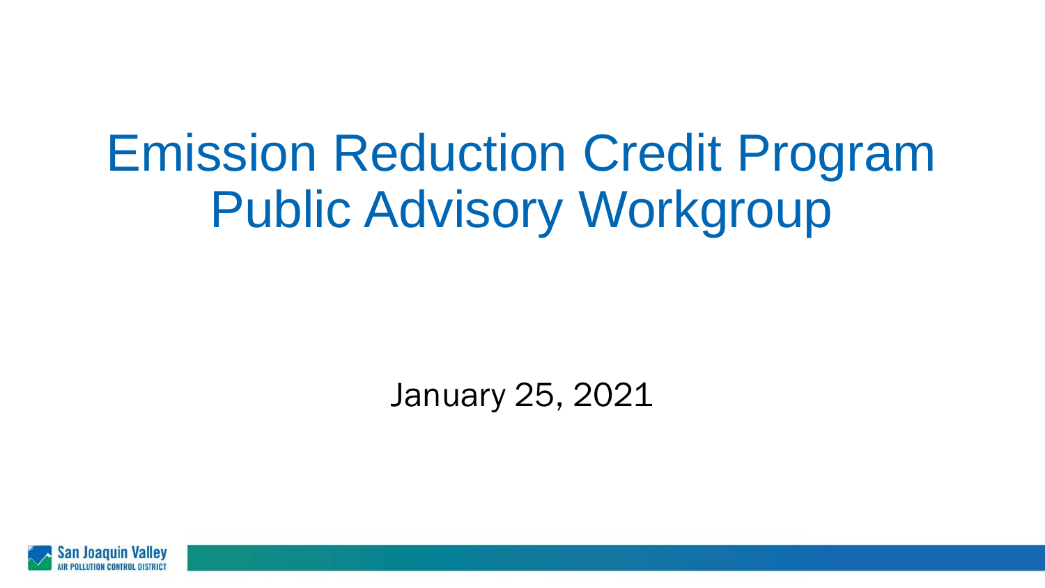# Emission Reduction Credit Program Public Advisory Workgroup

January 25, 2021

San Joaquin Valley Air Pollution Control District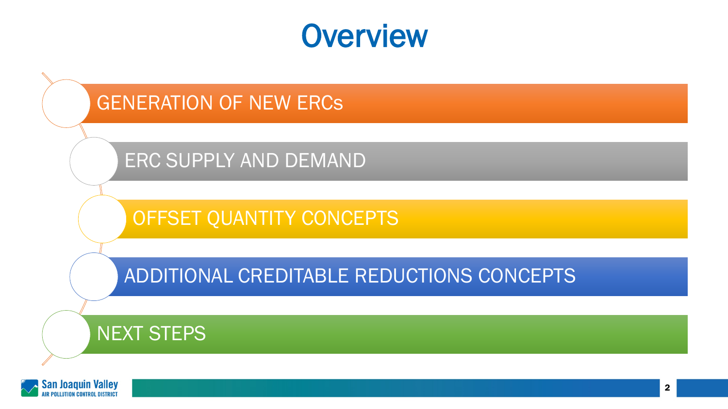# Overview

- GENERATION OF NEW ERCs
- ERC SUPPLY AND DEMAND
- OFFSET QUANTITY CONCEPTS
- ADDITIONAL CREDITABLE REDUCTIONS CONCEPTS
- NEXT STEPS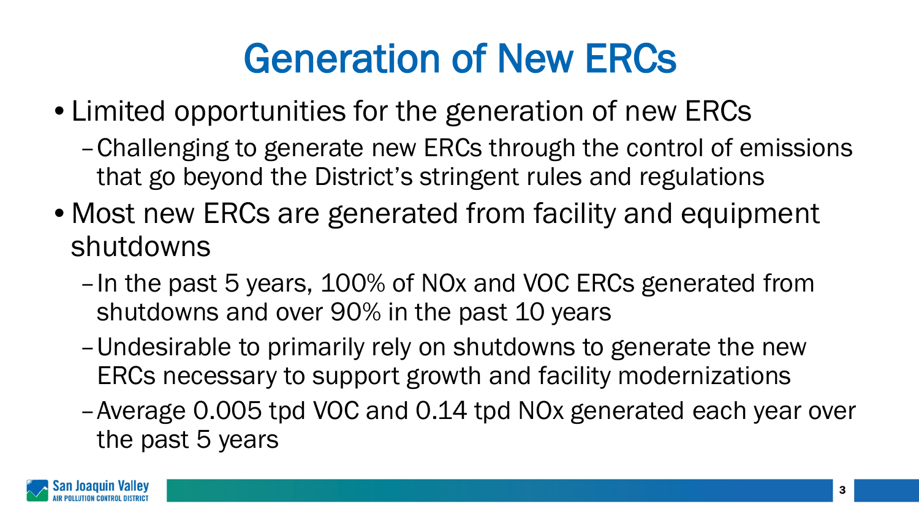# Generation of New ERCs

- Limited opportunities for the generation of new ERCs
  - Challenging to generate new ERCs through the control of emissions that go beyond the District's stringent rules and regulations
- Most new ERCs are generated from facility and equipment shutdowns
  - In the past 5 years, 100% of NOx and VOC ERCs generated from shutdowns and over 90% in the past 10 years
  - Undesirable to primarily rely on shutdowns to generate the new ERCs necessary to support growth and facility modernizations
  - Average 0.005 tpd VOC and 0.14 tpd NOx generated each year over the past 5 years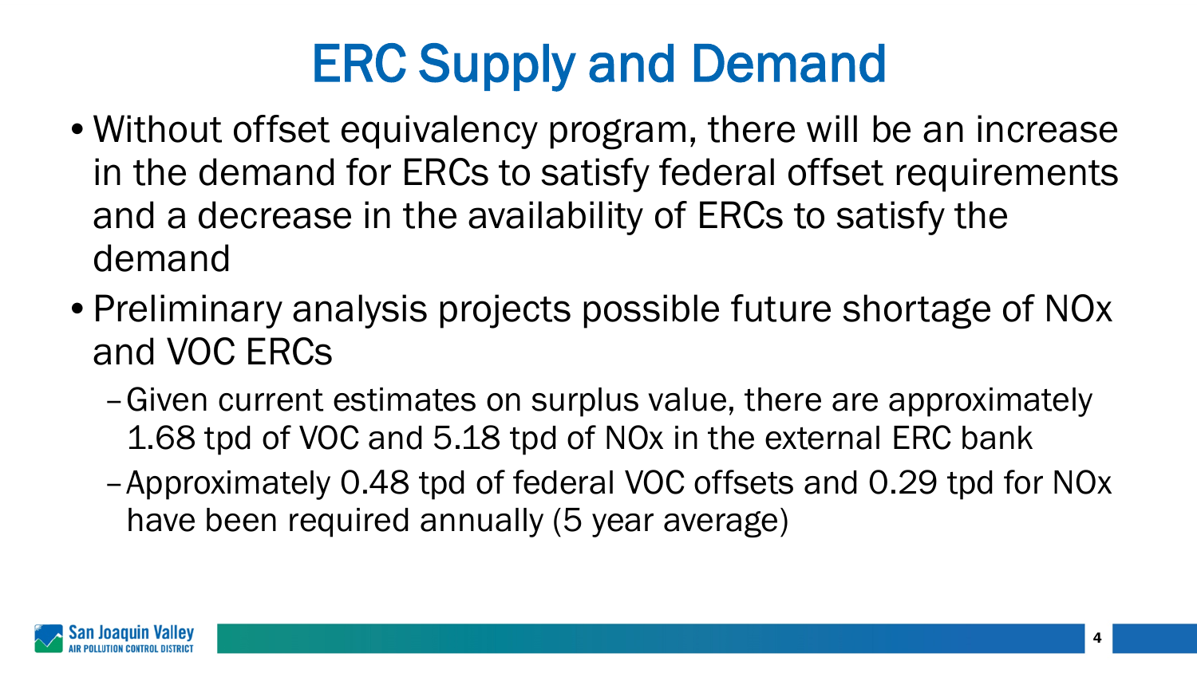# ERC Supply and Demand

- Without offset equivalency program, there will be an increase in the demand for ERCs to satisfy federal offset requirements and a decrease in the availability of ERCs to satisfy the demand
- Preliminary analysis projects possible future shortage of NOx and VOC ERCs
  - Given current estimates on surplus value, there are approximately 1.68 tpd of VOC and 5.18 tpd of NOx in the external ERC bank
  - Approximately 0.48 tpd of federal VOC offsets and 0.29 tpd for NOx have been required annually (5 year average)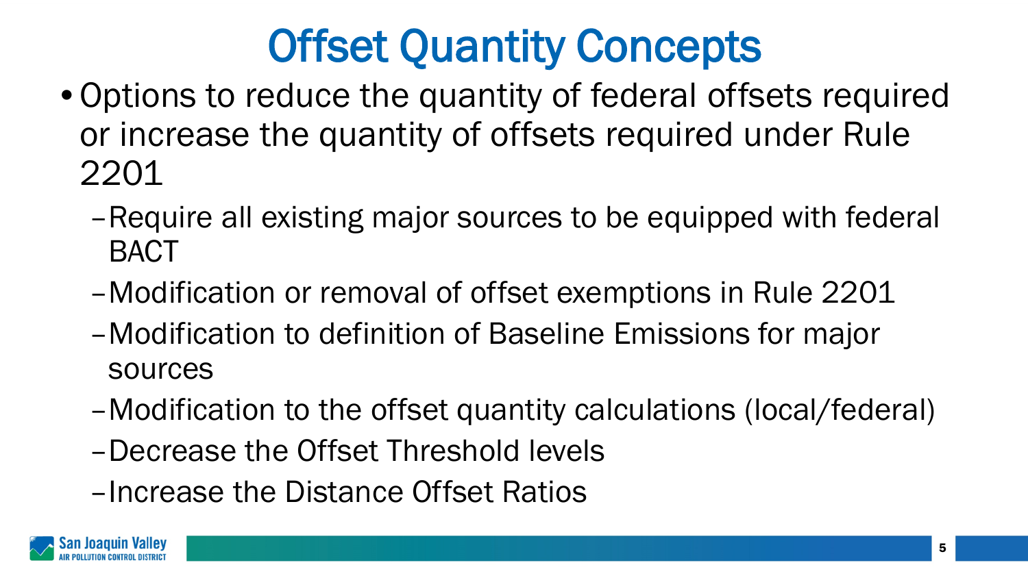# Offset Quantity Concepts

- Options to reduce the quantity of federal offsets required or increase the quantity of offsets required under Rule 2201
  - Require all existing major sources to be equipped with federal BACT
  - Modification or removal of offset exemptions in Rule 2201
  - Modification to definition of Baseline Emissions for major sources
  - Modification to the offset quantity calculations (local/federal)
  - Decrease the Offset Threshold levels
  - Increase the Distance Offset Ratios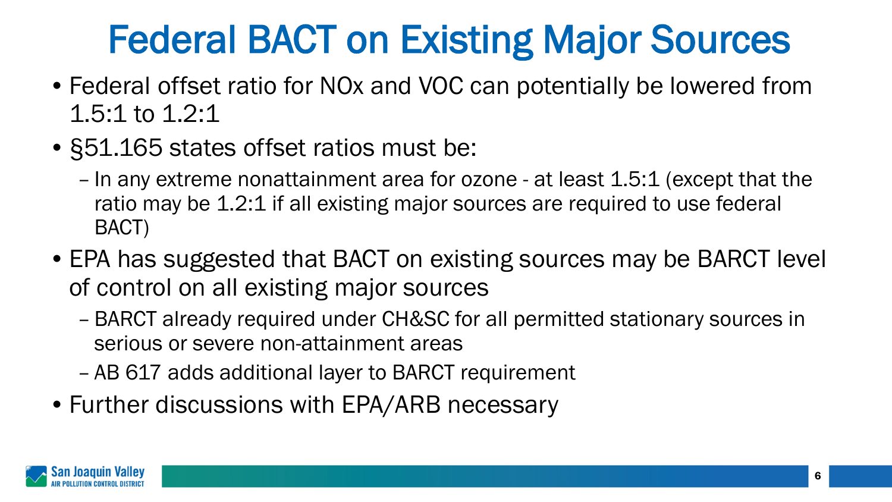# Federal BACT on Existing Major Sources

- Federal offset ratio for NOx and VOC can potentially be lowered from 1.5:1 to 1.2:1
- §51.165 states offset ratios must be:
  - In any extreme nonattainment area for ozone - at least 1.5:1 (except that the ratio may be 1.2:1 if all existing major sources are required to use federal BACT)
- EPA has suggested that BACT on existing sources may be BARCT level of control on all existing major sources
  - BARCT already required under CH&SC for all permitted stationary sources in serious or severe non-attainment areas
  - AB 617 adds additional layer to BARCT requirement
- Further discussions with EPA/ARB necessary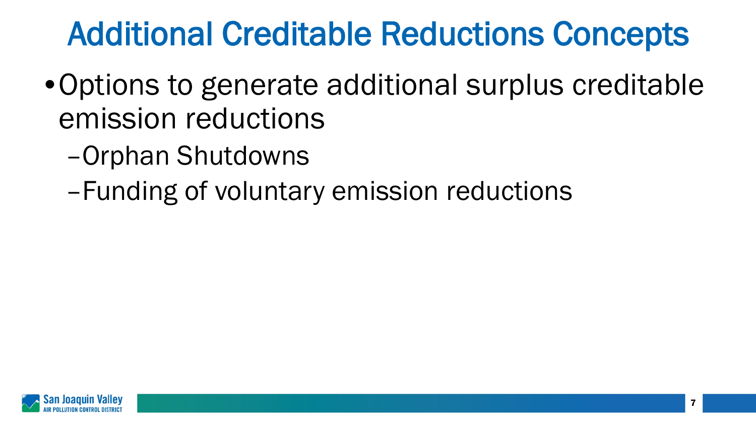# Additional Creditable Reductions Concepts

- Options to generate additional surplus creditable emission reductions
  - Orphan Shutdowns
  - Funding of voluntary emission reductions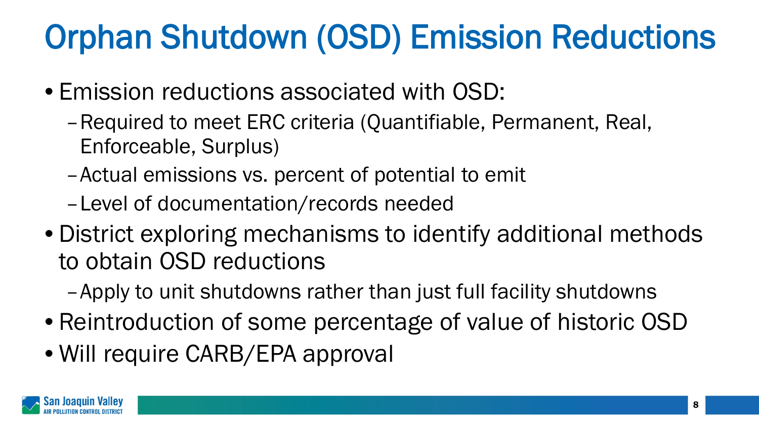# Orphan Shutdown (OSD) Emission Reductions

- Emission reductions associated with OSD:
  - Required to meet ERC criteria (Quantifiable, Permanent, Real, Enforceable, Surplus)
  - Actual emissions vs. percent of potential to emit
  - Level of documentation/records needed
- District exploring mechanisms to identify additional methods to obtain OSD reductions
  - Apply to unit shutdowns rather than just full facility shutdowns
- Reintroduction of some percentage of value of historic OSD
- Will require CARB/EPA approval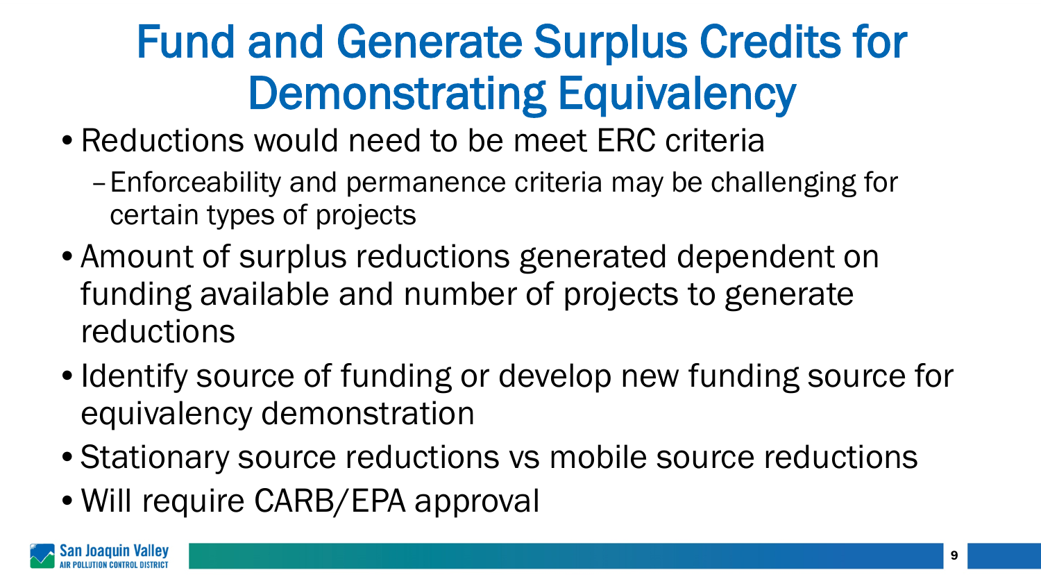# Fund and Generate Surplus Credits for Demonstrating Equivalency

- Reductions would need to be meet ERC criteria
  - Enforceability and permanence criteria may be challenging for certain types of projects
- Amount of surplus reductions generated dependent on funding available and number of projects to generate reductions
- Identify source of funding or develop new funding source for equivalency demonstration
- Stationary source reductions vs mobile source reductions
- Will require CARB/EPA approval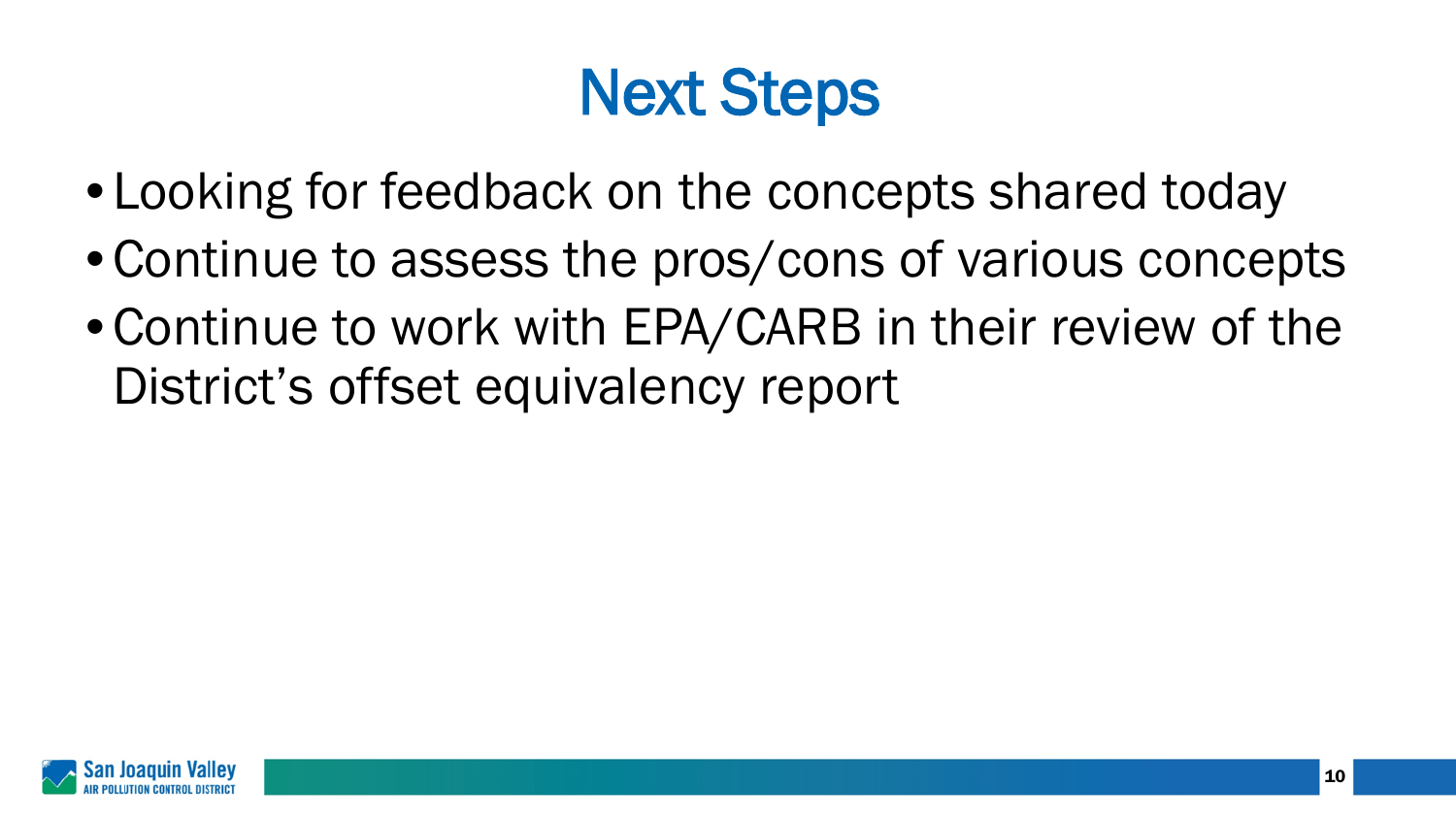# Next Steps

- Looking for feedback on the concepts shared today
- Continue to assess the pros/cons of various concepts
- Continue to work with EPA/CARB in their review of the District's offset equivalency report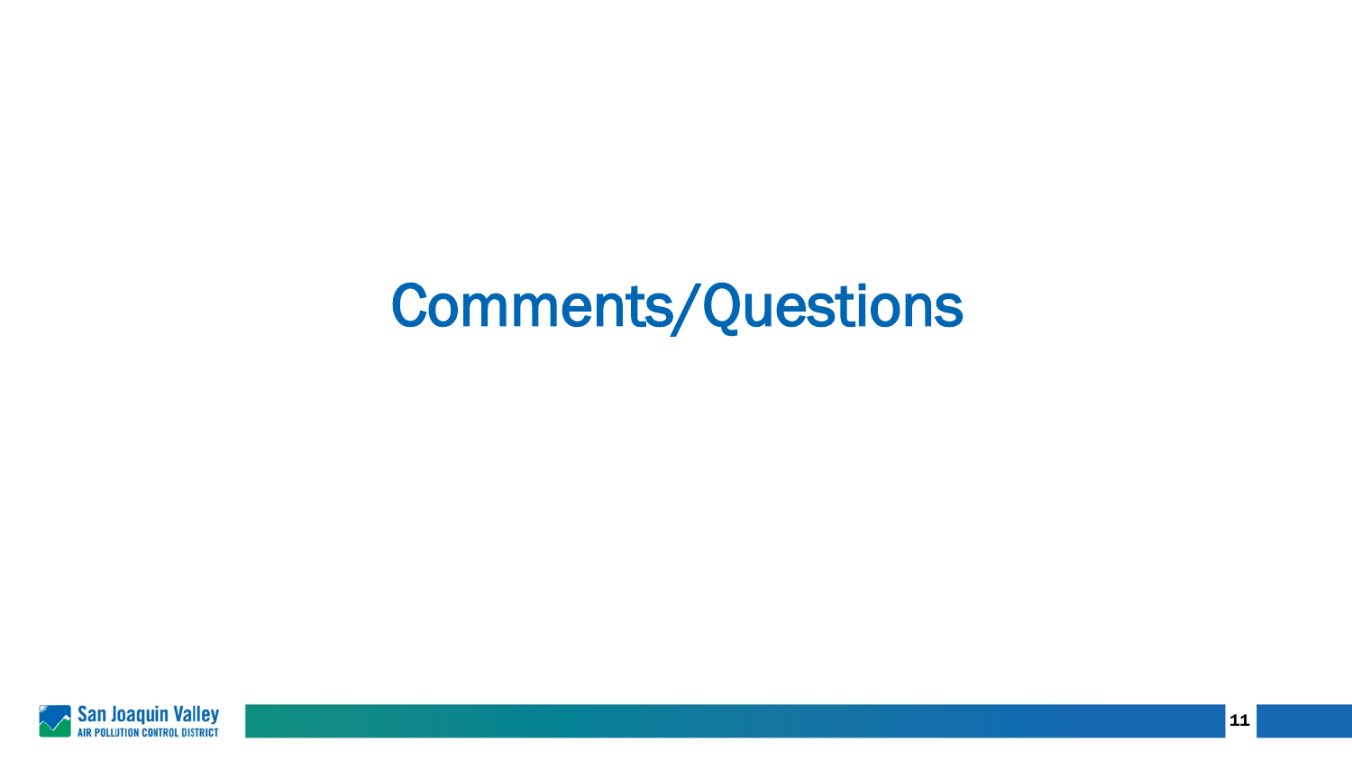# Comments/Questions